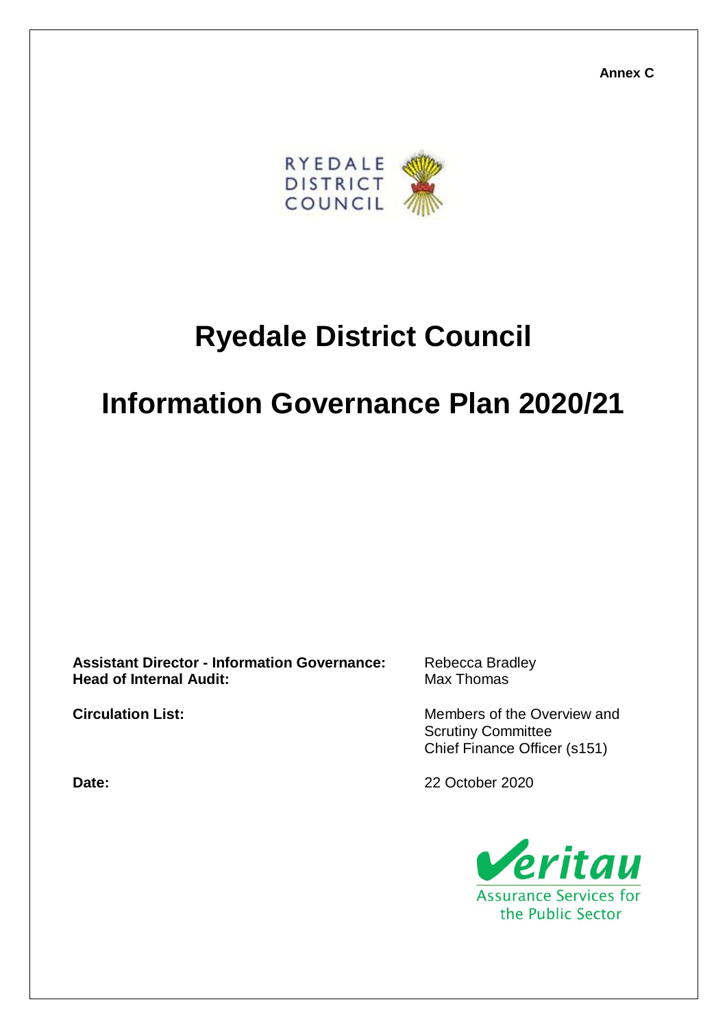**Annex C**

RYEDALE DISTRICT COUNCIL

# Ryedale District Council

# Information Governance Plan 2020/21

| | |
|---|---|
| **Assistant Director - Information Governance:** | Rebecca Bradley |
| **Head of Internal Audit:** | Max Thomas |
| **Circulation List:** | Members of the Overview and Scrutiny Committee<br>Chief Finance Officer (s151) |
| **Date:** | 22 October 2020 |

Veritau
Assurance Services for the Public Sector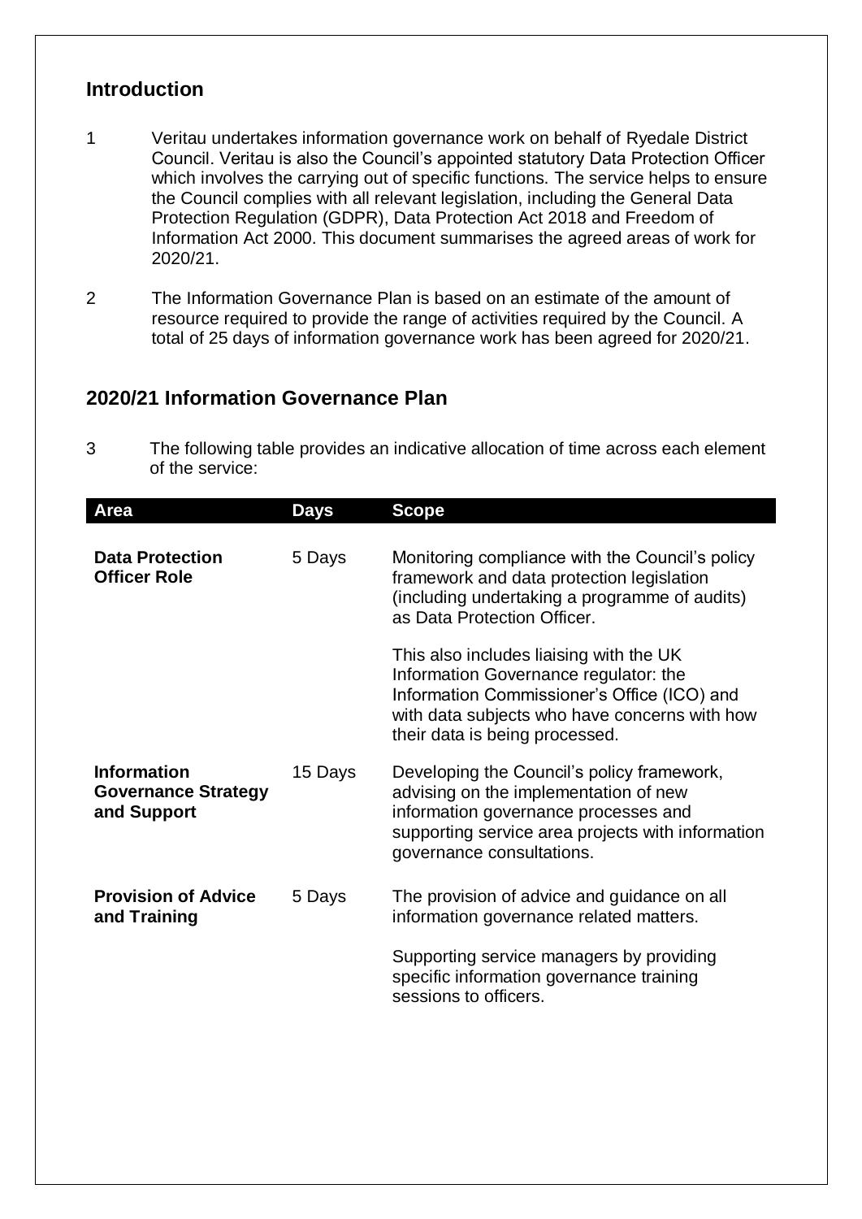## Introduction

1 Veritau undertakes information governance work on behalf of Ryedale District Council. Veritau is also the Council's appointed statutory Data Protection Officer which involves the carrying out of specific functions. The service helps to ensure the Council complies with all relevant legislation, including the General Data Protection Regulation (GDPR), Data Protection Act 2018 and Freedom of Information Act 2000. This document summarises the agreed areas of work for 2020/21.

2 The Information Governance Plan is based on an estimate of the amount of resource required to provide the range of activities required by the Council. A total of 25 days of information governance work has been agreed for 2020/21.

## 2020/21 Information Governance Plan

3 The following table provides an indicative allocation of time across each element of the service:

| Area | Days | Scope |
|---|---|---|
| **Data Protection Officer Role** | 5 Days | Monitoring compliance with the Council's policy framework and data protection legislation (including undertaking a programme of audits) as Data Protection Officer.<br><br>This also includes liaising with the UK Information Governance regulator: the Information Commissioner's Office (ICO) and with data subjects who have concerns with how their data is being processed. |
| **Information Governance Strategy and Support** | 15 Days | Developing the Council's policy framework, advising on the implementation of new information governance processes and supporting service area projects with information governance consultations. |
| **Provision of Advice and Training** | 5 Days | The provision of advice and guidance on all information governance related matters.<br><br>Supporting service managers by providing specific information governance training sessions to officers. |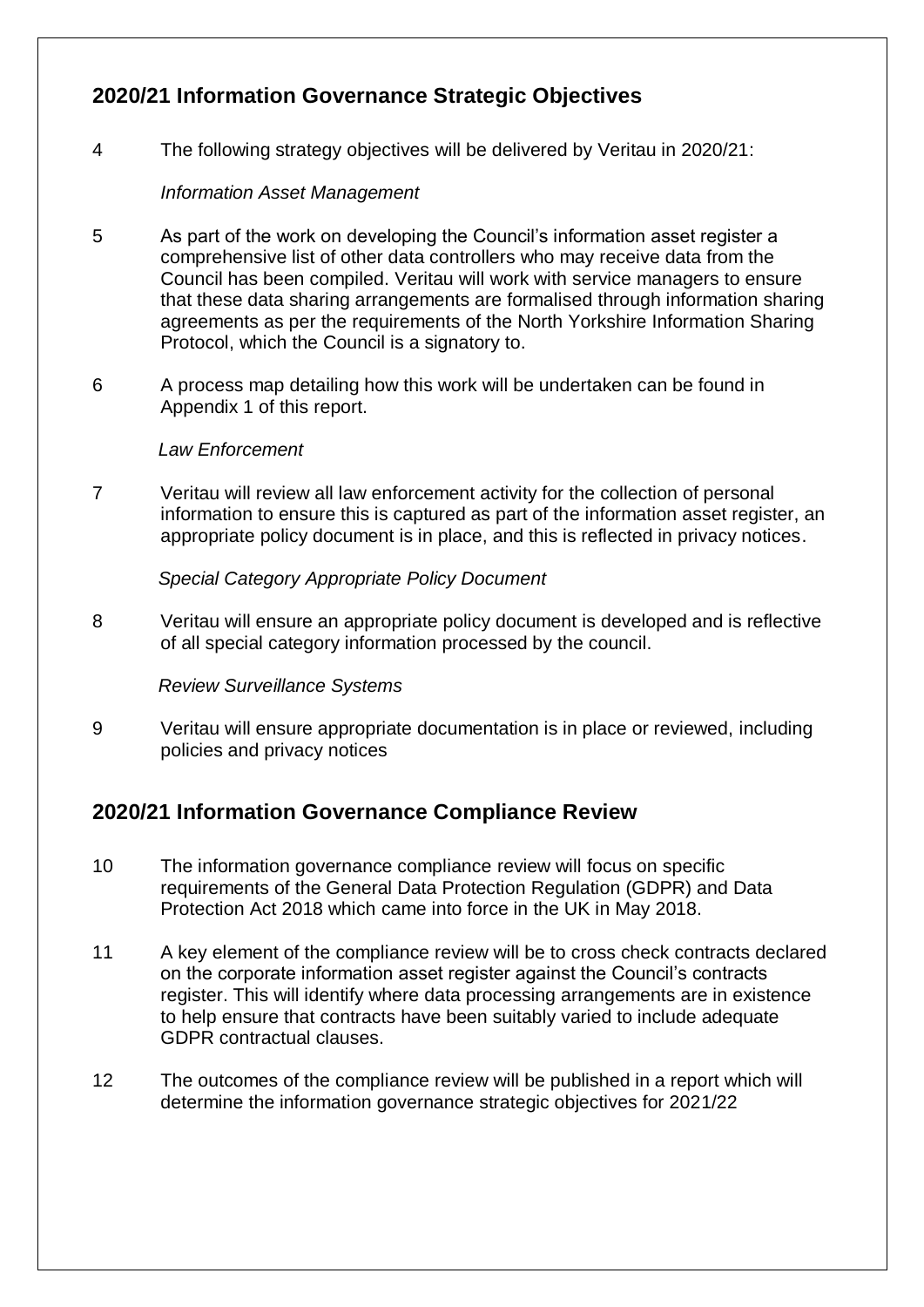## 2020/21 Information Governance Strategic Objectives

4 The following strategy objectives will be delivered by Veritau in 2020/21:

*Information Asset Management*

5 As part of the work on developing the Council's information asset register a comprehensive list of other data controllers who may receive data from the Council has been compiled. Veritau will work with service managers to ensure that these data sharing arrangements are formalised through information sharing agreements as per the requirements of the North Yorkshire Information Sharing Protocol, which the Council is a signatory to.

6 A process map detailing how this work will be undertaken can be found in Appendix 1 of this report.

*Law Enforcement*

7 Veritau will review all law enforcement activity for the collection of personal information to ensure this is captured as part of the information asset register, an appropriate policy document is in place, and this is reflected in privacy notices.

*Special Category Appropriate Policy Document*

8 Veritau will ensure an appropriate policy document is developed and is reflective of all special category information processed by the council.

*Review Surveillance Systems*

9 Veritau will ensure appropriate documentation is in place or reviewed, including policies and privacy notices

## 2020/21 Information Governance Compliance Review

10 The information governance compliance review will focus on specific requirements of the General Data Protection Regulation (GDPR) and Data Protection Act 2018 which came into force in the UK in May 2018.

11 A key element of the compliance review will be to cross check contracts declared on the corporate information asset register against the Council's contracts register. This will identify where data processing arrangements are in existence to help ensure that contracts have been suitably varied to include adequate GDPR contractual clauses.

12 The outcomes of the compliance review will be published in a report which will determine the information governance strategic objectives for 2021/22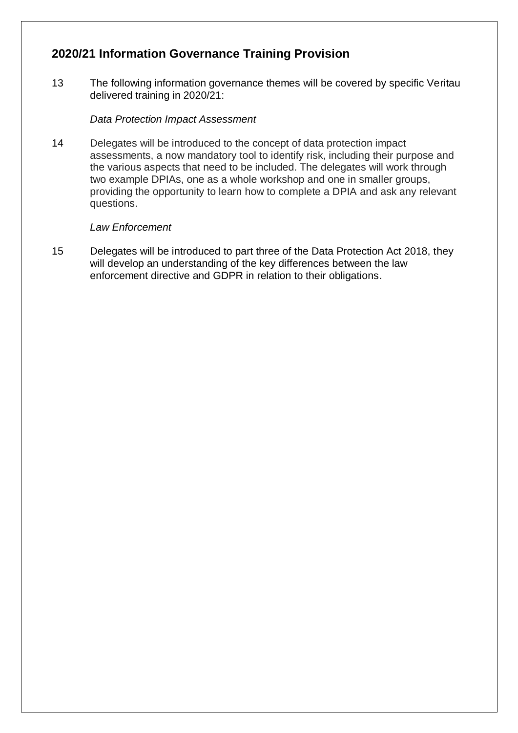## 2020/21 Information Governance Training Provision

13 The following information governance themes will be covered by specific Veritau delivered training in 2020/21:

*Data Protection Impact Assessment*

14 Delegates will be introduced to the concept of data protection impact assessments, a now mandatory tool to identify risk, including their purpose and the various aspects that need to be included. The delegates will work through two example DPIAs, one as a whole workshop and one in smaller groups, providing the opportunity to learn how to complete a DPIA and ask any relevant questions.

*Law Enforcement*

15 Delegates will be introduced to part three of the Data Protection Act 2018, they will develop an understanding of the key differences between the law enforcement directive and GDPR in relation to their obligations.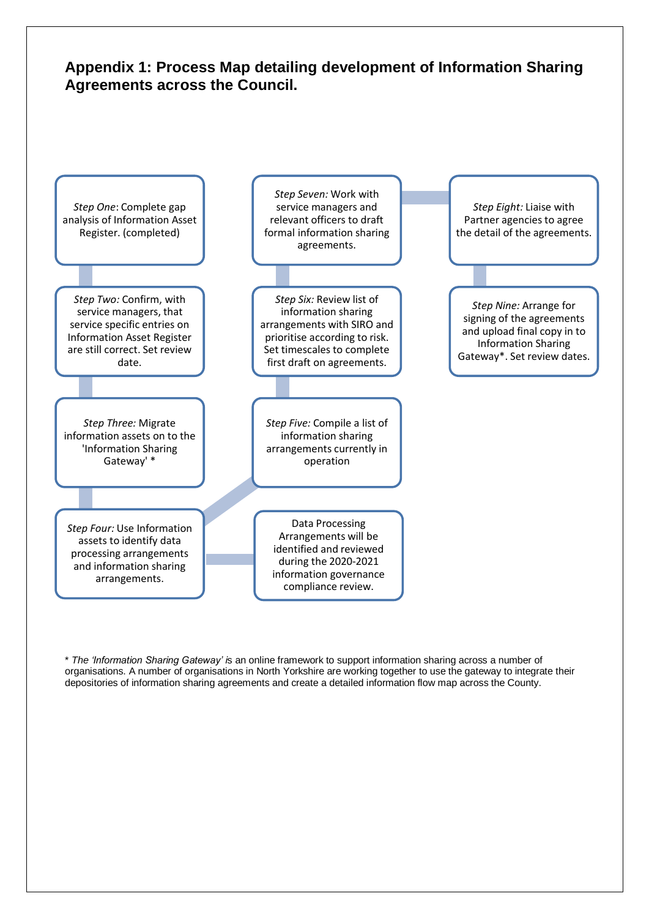## Appendix 1: Process Map detailing development of Information Sharing Agreements across the Council.

*Step One*: Complete gap analysis of Information Asset Register. (completed)

*Step Two:* Confirm, with service managers, that service specific entries on Information Asset Register are still correct. Set review date.

*Step Three:* Migrate information assets on to the 'Information Sharing Gateway' *

*Step Four:* Use Information assets to identify data processing arrangements and information sharing arrangements.

Data Processing Arrangements will be identified and reviewed during the 2020-2021 information governance compliance review.

*Step Five:* Compile a list of information sharing arrangements currently in operation

*Step Six:* Review list of information sharing arrangements with SIRO and prioritise according to risk. Set timescales to complete first draft on agreements.

*Step Seven:* Work with service managers and relevant officers to draft formal information sharing agreements.

*Step Eight:* Liaise with Partner agencies to agree the detail of the agreements.

*Step Nine:* Arrange for signing of the agreements and upload final copy in to Information Sharing Gateway*. Set review dates.

* *The 'Information Sharing Gateway' is* an online framework to support information sharing across a number of organisations. A number of organisations in North Yorkshire are working together to use the gateway to integrate their depositories of information sharing agreements and create a detailed information flow map across the County.